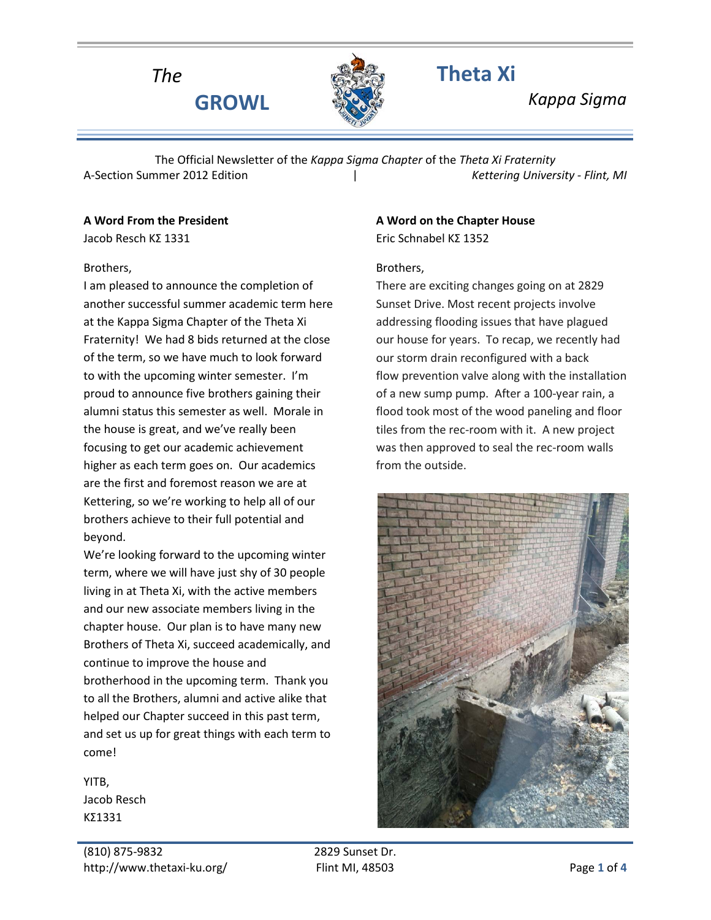# *The* GROWL

# Theta Xi *Kappa Sigma*

The Official Newsletter of the *Kappa Sigma Chapter* of the *Theta Xi Fraternity*

A-Section Summer 2012 Edition | *Kettering University - Flint, MI*

**A Word From the President**

Jacob Resch ΚΣ 1331

Brothers,

I am pleased to announce the completion of another successful summer academic term here at the Kappa Sigma Chapter of the Theta Xi Fraternity! We had 8 bids returned at the close of the term, so we have much to look forward to with the upcoming winter semester. I'm proud to announce five brothers gaining their alumni status this semester as well. Morale in the house is great, and we've really been focusing to get our academic achievement higher as each term goes on. Our academics are the first and foremost reason we are at Kettering, so we're working to help all of our brothers achieve to their full potential and beyond.

We're looking forward to the upcoming winter term, where we will have just shy of 30 people living in at Theta Xi, with the active members and our new associate members living in the chapter house. Our plan is to have many new Brothers of Theta Xi, succeed academically, and continue to improve the house and brotherhood in the upcoming term. Thank you to all the Brothers, alumni and active alike that helped our Chapter succeed in this past term, and set us up for great things with each term to come!

YITB,
Jacob Resch
ΚΣ1331

**A Word on the Chapter House**

Eric Schnabel ΚΣ 1352

Brothers,

There are exciting changes going on at 2829 Sunset Drive. Most recent projects involve addressing flooding issues that have plagued our house for years. To recap, we recently had our storm drain reconfigured with a back flow prevention valve along with the installation of a new sump pump. After a 100-year rain, a flood took most of the wood paneling and floor tiles from the rec-room with it. A new project was then approved to seal the rec-room walls from the outside.

(810) 875-9832
http://www.thetaxi-ku.org/

2829 Sunset Dr.
Flint MI, 48503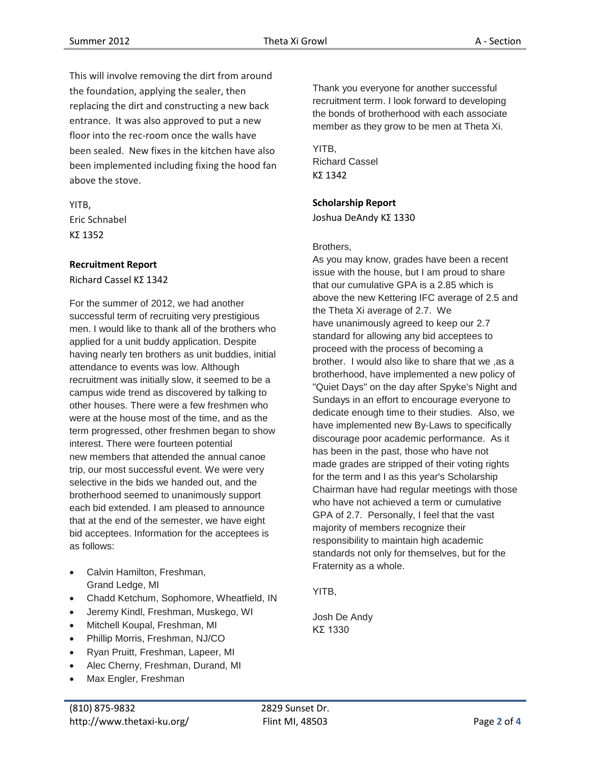This will involve removing the dirt from around the foundation, applying the sealer, then replacing the dirt and constructing a new back entrance. It was also approved to put a new floor into the rec-room once the walls have been sealed. New fixes in the kitchen have also been implemented including fixing the hood fan above the stove.

YITB,
Eric Schnabel
ΚΣ 1352

**Recruitment Report**

Richard Cassel ΚΣ 1342

For the summer of 2012, we had another successful term of recruiting very prestigious men. I would like to thank all of the brothers who applied for a unit buddy application. Despite having nearly ten brothers as unit buddies, initial attendance to events was low. Although recruitment was initially slow, it seemed to be a campus wide trend as discovered by talking to other houses. There were a few freshmen who were at the house most of the time, and as the term progressed, other freshmen began to show interest. There were fourteen potential new members that attended the annual canoe trip, our most successful event. We were very selective in the bids we handed out, and the brotherhood seemed to unanimously support each bid extended. I am pleased to announce that at the end of the semester, we have eight bid acceptees. Information for the acceptees is as follows:

- Calvin Hamilton, Freshman, Grand Ledge, MI
- Chadd Ketchum, Sophomore, Wheatfield, IN
- Jeremy Kindl, Freshman, Muskego, WI
- Mitchell Koupal, Freshman, MI
- Phillip Morris, Freshman, NJ/CO
- Ryan Pruitt, Freshman, Lapeer, MI
- Alec Cherny, Freshman, Durand, MI
- Max Engler, Freshman

Thank you everyone for another successful recruitment term. I look forward to developing the bonds of brotherhood with each associate member as they grow to be men at Theta Xi.

YITB,
Richard Cassel
ΚΣ 1342

**Scholarship Report**

Joshua DeAndy ΚΣ 1330

Brothers,
As you may know, grades have been a recent issue with the house, but I am proud to share that our cumulative GPA is a 2.85 which is above the new Kettering IFC average of 2.5 and the Theta Xi average of 2.7. We have unanimously agreed to keep our 2.7 standard for allowing any bid acceptees to proceed with the process of becoming a brother. I would also like to share that we ,as a brotherhood, have implemented a new policy of "Quiet Days" on the day after Spyke's Night and Sundays in an effort to encourage everyone to dedicate enough time to their studies. Also, we have implemented new By-Laws to specifically discourage poor academic performance. As it has been in the past, those who have not made grades are stripped of their voting rights for the term and I as this year's Scholarship Chairman have had regular meetings with those who have not achieved a term or cumulative GPA of 2.7. Personally, I feel that the vast majority of members recognize their responsibility to maintain high academic standards not only for themselves, but for the Fraternity as a whole.

YITB,

Josh De Andy
ΚΣ 1330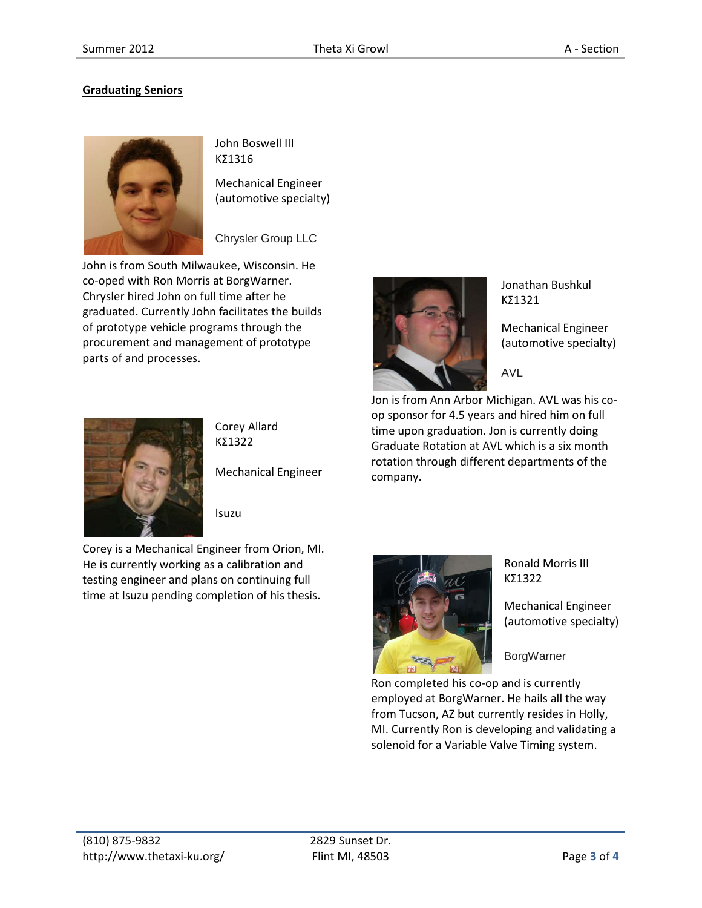## Graduating Seniors

John Boswell III
KΣ1316

Mechanical Engineer
(automotive specialty)

Chrysler Group LLC

John is from South Milwaukee, Wisconsin. He co-oped with Ron Morris at BorgWarner. Chrysler hired John on full time after he graduated. Currently John facilitates the builds of prototype vehicle programs through the procurement and management of prototype parts of and processes.

Jonathan Bushkul
KΣ1321

Mechanical Engineer
(automotive specialty)

AVL

Jon is from Ann Arbor Michigan. AVL was his co-op sponsor for 4.5 years and hired him on full time upon graduation. Jon is currently doing Graduate Rotation at AVL which is a six month rotation through different departments of the company.

Corey Allard
KΣ1322

Mechanical Engineer

Isuzu

Corey is a Mechanical Engineer from Orion, MI. He is currently working as a calibration and testing engineer and plans on continuing full time at Isuzu pending completion of his thesis.

Ronald Morris III
KΣ1322

Mechanical Engineer
(automotive specialty)

BorgWarner

Ron completed his co-op and is currently employed at BorgWarner. He hails all the way from Tucson, AZ but currently resides in Holly, MI. Currently Ron is developing and validating a solenoid for a Variable Valve Timing system.

(810) 875-9832
http://www.thetaxi-ku.org/

2829 Sunset Dr.
Flint MI, 48503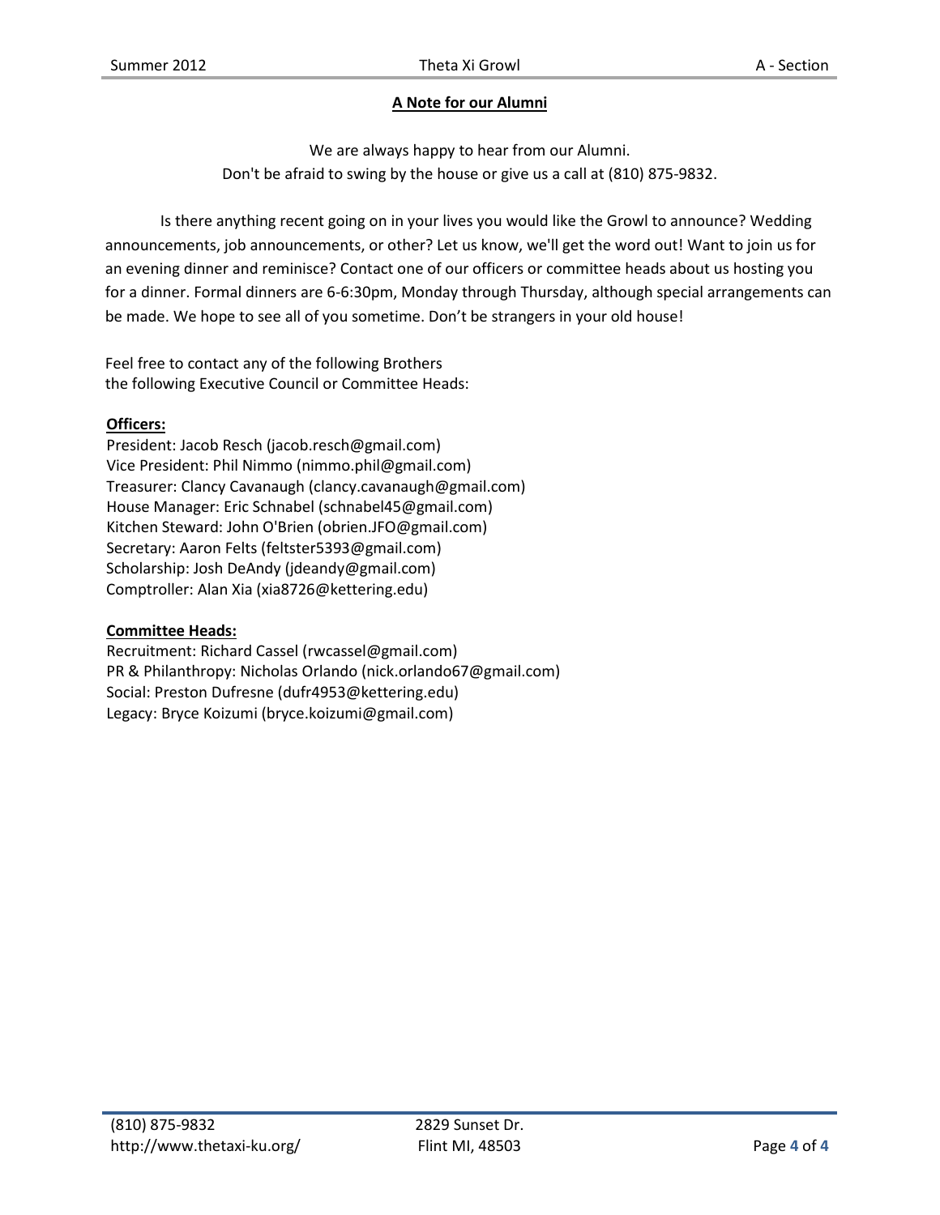## A Note for our Alumni

We are always happy to hear from our Alumni.
Don't be afraid to swing by the house or give us a call at (810) 875-9832.

Is there anything recent going on in your lives you would like the Growl to announce? Wedding announcements, job announcements, or other? Let us know, we'll get the word out! Want to join us for an evening dinner and reminisce? Contact one of our officers or committee heads about us hosting you for a dinner. Formal dinners are 6-6:30pm, Monday through Thursday, although special arrangements can be made. We hope to see all of you sometime. Don't be strangers in your old house!

Feel free to contact any of the following Brothers
the following Executive Council or Committee Heads:

**Officers:**

President: Jacob Resch (jacob.resch@gmail.com)
Vice President: Phil Nimmo (nimmo.phil@gmail.com)
Treasurer: Clancy Cavanaugh (clancy.cavanaugh@gmail.com)
House Manager: Eric Schnabel (schnabel45@gmail.com)
Kitchen Steward: John O'Brien (obrien.JFO@gmail.com)
Secretary: Aaron Felts (feltster5393@gmail.com)
Scholarship: Josh DeAndy (jdeandy@gmail.com)
Comptroller: Alan Xia (xia8726@kettering.edu)

**Committee Heads:**

Recruitment: Richard Cassel (rwcassel@gmail.com)
PR & Philanthropy: Nicholas Orlando (nick.orlando67@gmail.com)
Social: Preston Dufresne (dufr4953@kettering.edu)
Legacy: Bryce Koizumi (bryce.koizumi@gmail.com)